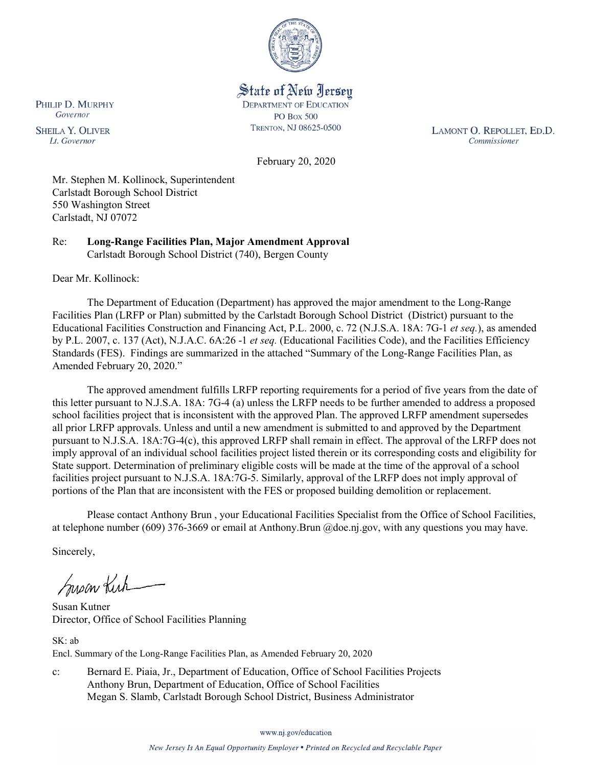State of New Jersey
DEPARTMENT OF EDUCATION
PO BOX 500
TRENTON, NJ 08625-0500

PHILIP D. MURPHY
*Governor*

SHEILA Y. OLIVER
*Lt. Governor*

LAMONT O. REPOLLET, ED.D.
*Commissioner*

February 20, 2020

Mr. Stephen M. Kollinock, Superintendent
Carlstadt Borough School District
550 Washington Street
Carlstadt, NJ 07072

Re: **Long-Range Facilities Plan, Major Amendment Approval**
Carlstadt Borough School District (740), Bergen County

Dear Mr. Kollinock:

The Department of Education (Department) has approved the major amendment to the Long-Range Facilities Plan (LRFP or Plan) submitted by the Carlstadt Borough School District (District) pursuant to the Educational Facilities Construction and Financing Act, P.L. 2000, c. 72 (N.J.S.A. 18A: 7G-1 *et seq.*), as amended by P.L. 2007, c. 137 (Act), N.J.A.C. 6A:26 -1 *et seq.* (Educational Facilities Code), and the Facilities Efficiency Standards (FES). Findings are summarized in the attached "Summary of the Long-Range Facilities Plan, as Amended February 20, 2020."

The approved amendment fulfills LRFP reporting requirements for a period of five years from the date of this letter pursuant to N.J.S.A. 18A: 7G-4 (a) unless the LRFP needs to be further amended to address a proposed school facilities project that is inconsistent with the approved Plan. The approved LRFP amendment supersedes all prior LRFP approvals. Unless and until a new amendment is submitted to and approved by the Department pursuant to N.J.S.A. 18A:7G-4(c), this approved LRFP shall remain in effect. The approval of the LRFP does not imply approval of an individual school facilities project listed therein or its corresponding costs and eligibility for State support. Determination of preliminary eligible costs will be made at the time of the approval of a school facilities project pursuant to N.J.S.A. 18A:7G-5. Similarly, approval of the LRFP does not imply approval of portions of the Plan that are inconsistent with the FES or proposed building demolition or replacement.

Please contact Anthony Brun , your Educational Facilities Specialist from the Office of School Facilities, at telephone number (609) 376-3669 or email at Anthony.Brun @doe.nj.gov, with any questions you may have.

Sincerely,

Susan Kutner
Director, Office of School Facilities Planning

SK: ab
Encl. Summary of the Long-Range Facilities Plan, as Amended February 20, 2020

c: Bernard E. Piaia, Jr., Department of Education, Office of School Facilities Projects
Anthony Brun, Department of Education, Office of School Facilities
Megan S. Slamb, Carlstadt Borough School District, Business Administrator

www.nj.gov/education

*New Jersey Is An Equal Opportunity Employer • Printed on Recycled and Recyclable Paper*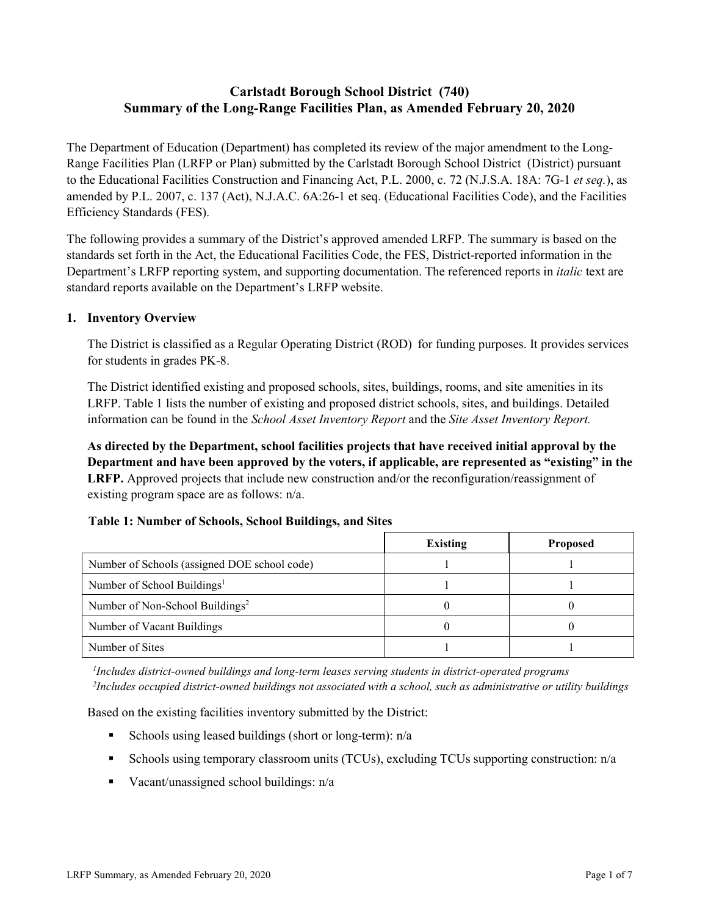# Carlstadt Borough School District (740)
# Summary of the Long-Range Facilities Plan, as Amended February 20, 2020

The Department of Education (Department) has completed its review of the major amendment to the Long-Range Facilities Plan (LRFP or Plan) submitted by the Carlstadt Borough School District (District) pursuant to the Educational Facilities Construction and Financing Act, P.L. 2000, c. 72 (N.J.S.A. 18A: 7G-1 *et seq.*), as amended by P.L. 2007, c. 137 (Act), N.J.A.C. 6A:26-1 et seq. (Educational Facilities Code), and the Facilities Efficiency Standards (FES).

The following provides a summary of the District's approved amended LRFP. The summary is based on the standards set forth in the Act, the Educational Facilities Code, the FES, District-reported information in the Department's LRFP reporting system, and supporting documentation. The referenced reports in *italic* text are standard reports available on the Department's LRFP website.

## 1. Inventory Overview

The District is classified as a Regular Operating District (ROD) for funding purposes. It provides services for students in grades PK-8.

The District identified existing and proposed schools, sites, buildings, rooms, and site amenities in its LRFP. Table 1 lists the number of existing and proposed district schools, sites, and buildings. Detailed information can be found in the *School Asset Inventory Report* and the *Site Asset Inventory Report.*

**As directed by the Department, school facilities projects that have received initial approval by the Department and have been approved by the voters, if applicable, are represented as "existing" in the LRFP.** Approved projects that include new construction and/or the reconfiguration/reassignment of existing program space are as follows: n/a.

**Table 1: Number of Schools, School Buildings, and Sites**

| | Existing | Proposed |
|---|---|---|
| Number of Schools (assigned DOE school code) | 1 | 1 |
| Number of School Buildings[1] | 1 | 1 |
| Number of Non-School Buildings[2] | 0 | 0 |
| Number of Vacant Buildings | 0 | 0 |
| Number of Sites | 1 | 1 |

*[1]Includes district-owned buildings and long-term leases serving students in district-operated programs*
*[2]Includes occupied district-owned buildings not associated with a school, such as administrative or utility buildings*

Based on the existing facilities inventory submitted by the District:

- Schools using leased buildings (short or long-term): n/a
- Schools using temporary classroom units (TCUs), excluding TCUs supporting construction: n/a
- Vacant/unassigned school buildings: n/a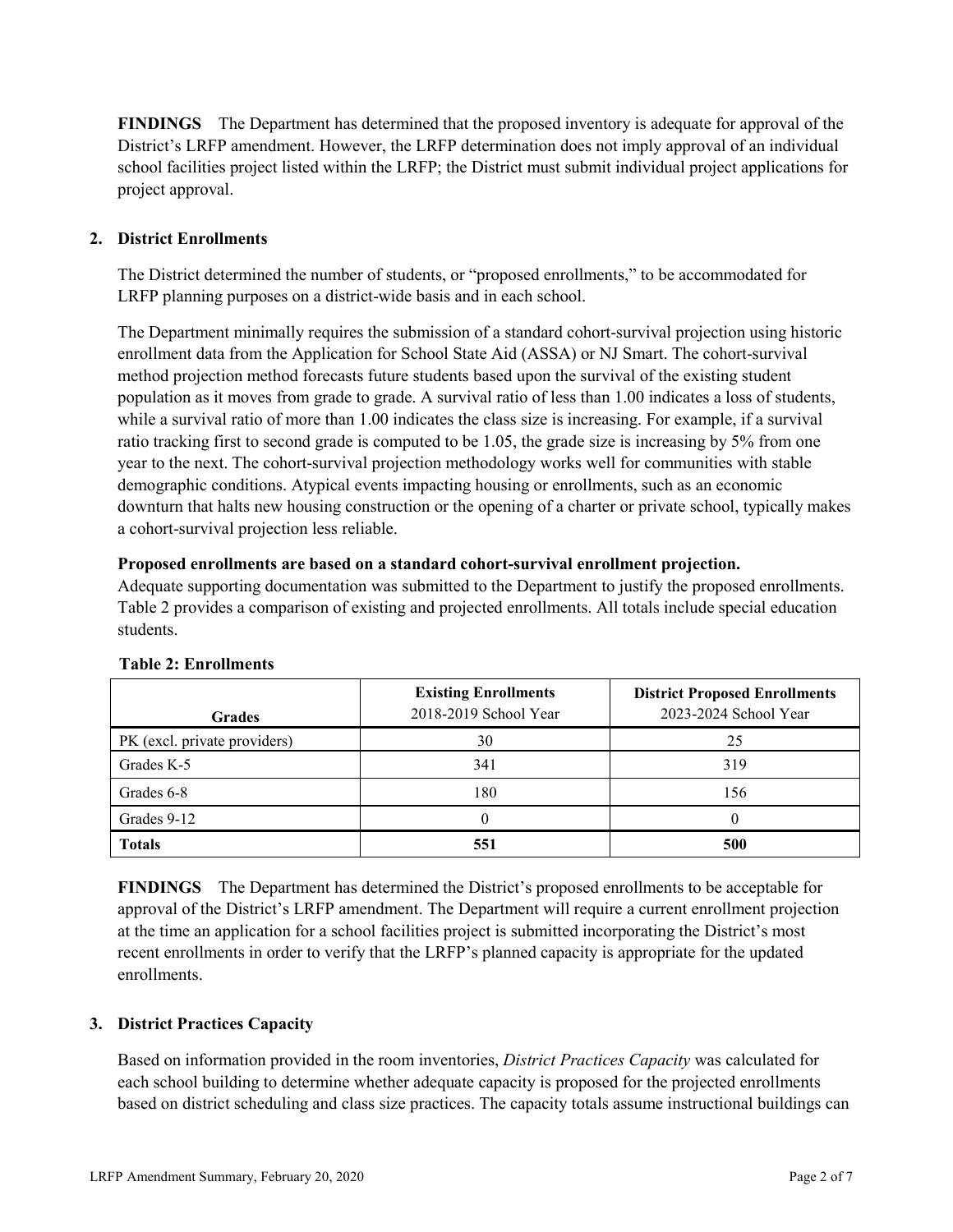**FINDINGS** The Department has determined that the proposed inventory is adequate for approval of the District's LRFP amendment. However, the LRFP determination does not imply approval of an individual school facilities project listed within the LRFP; the District must submit individual project applications for project approval.

## 2. District Enrollments

The District determined the number of students, or "proposed enrollments," to be accommodated for LRFP planning purposes on a district-wide basis and in each school.

The Department minimally requires the submission of a standard cohort-survival projection using historic enrollment data from the Application for School State Aid (ASSA) or NJ Smart. The cohort-survival method projection method forecasts future students based upon the survival of the existing student population as it moves from grade to grade. A survival ratio of less than 1.00 indicates a loss of students, while a survival ratio of more than 1.00 indicates the class size is increasing. For example, if a survival ratio tracking first to second grade is computed to be 1.05, the grade size is increasing by 5% from one year to the next. The cohort-survival projection methodology works well for communities with stable demographic conditions. Atypical events impacting housing or enrollments, such as an economic downturn that halts new housing construction or the opening of a charter or private school, typically makes a cohort-survival projection less reliable.

**Proposed enrollments are based on a standard cohort-survival enrollment projection.**

Adequate supporting documentation was submitted to the Department to justify the proposed enrollments. Table 2 provides a comparison of existing and projected enrollments. All totals include special education students.

**Table 2: Enrollments**

| Grades | Existing Enrollments 2018-2019 School Year | District Proposed Enrollments 2023-2024 School Year |
|---|---|---|
| PK (excl. private providers) | 30 | 25 |
| Grades K-5 | 341 | 319 |
| Grades 6-8 | 180 | 156 |
| Grades 9-12 | 0 | 0 |
| **Totals** | **551** | **500** |

**FINDINGS** The Department has determined the District's proposed enrollments to be acceptable for approval of the District's LRFP amendment. The Department will require a current enrollment projection at the time an application for a school facilities project is submitted incorporating the District's most recent enrollments in order to verify that the LRFP's planned capacity is appropriate for the updated enrollments.

## 3. District Practices Capacity

Based on information provided in the room inventories, *District Practices Capacity* was calculated for each school building to determine whether adequate capacity is proposed for the projected enrollments based on district scheduling and class size practices. The capacity totals assume instructional buildings can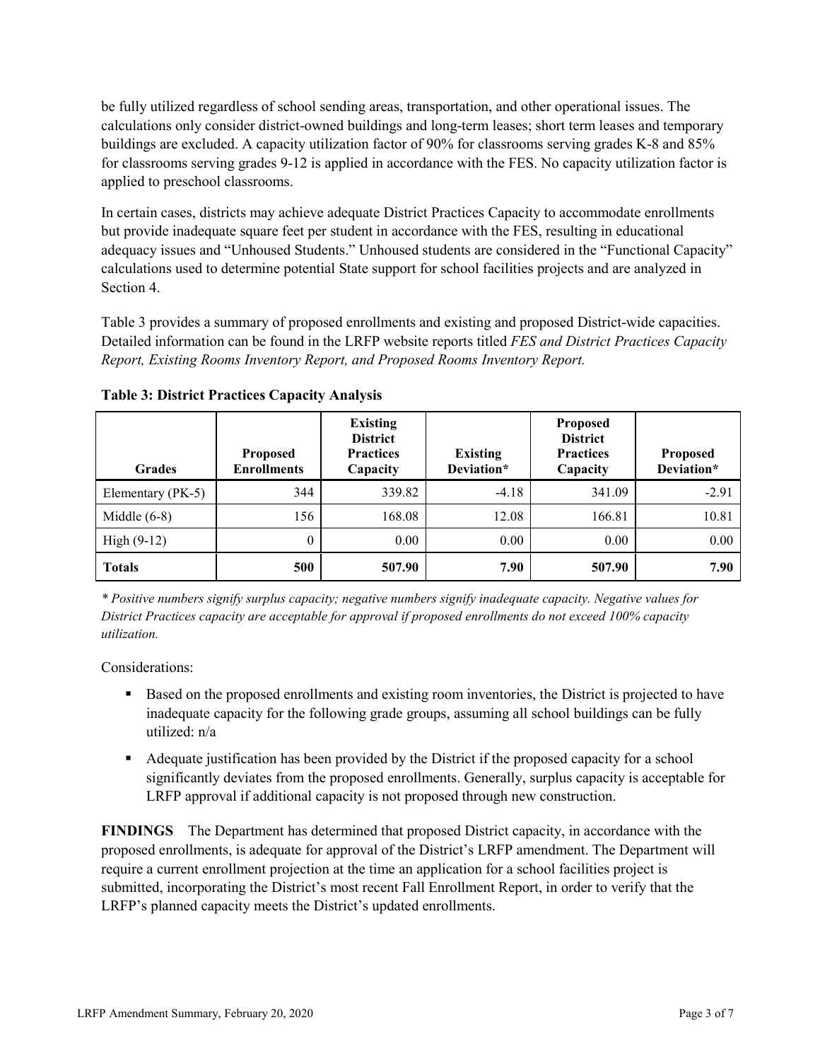be fully utilized regardless of school sending areas, transportation, and other operational issues. The calculations only consider district-owned buildings and long-term leases; short term leases and temporary buildings are excluded. A capacity utilization factor of 90% for classrooms serving grades K-8 and 85% for classrooms serving grades 9-12 is applied in accordance with the FES. No capacity utilization factor is applied to preschool classrooms.

In certain cases, districts may achieve adequate District Practices Capacity to accommodate enrollments but provide inadequate square feet per student in accordance with the FES, resulting in educational adequacy issues and "Unhoused Students." Unhoused students are considered in the "Functional Capacity" calculations used to determine potential State support for school facilities projects and are analyzed in Section 4.

Table 3 provides a summary of proposed enrollments and existing and proposed District-wide capacities. Detailed information can be found in the LRFP website reports titled *FES and District Practices Capacity Report, Existing Rooms Inventory Report, and Proposed Rooms Inventory Report.*

**Table 3: District Practices Capacity Analysis**

| Grades | Proposed Enrollments | Existing District Practices Capacity | Existing Deviation* | Proposed District Practices Capacity | Proposed Deviation* |
|---|---|---|---|---|---|
| Elementary (PK-5) | 344 | 339.82 | -4.18 | 341.09 | -2.91 |
| Middle (6-8) | 156 | 168.08 | 12.08 | 166.81 | 10.81 |
| High (9-12) | 0 | 0.00 | 0.00 | 0.00 | 0.00 |
| **Totals** | **500** | **507.90** | **7.90** | **507.90** | **7.90** |

*\* Positive numbers signify surplus capacity; negative numbers signify inadequate capacity. Negative values for District Practices capacity are acceptable for approval if proposed enrollments do not exceed 100% capacity utilization.*

Considerations:

- Based on the proposed enrollments and existing room inventories, the District is projected to have inadequate capacity for the following grade groups, assuming all school buildings can be fully utilized: n/a
- Adequate justification has been provided by the District if the proposed capacity for a school significantly deviates from the proposed enrollments. Generally, surplus capacity is acceptable for LRFP approval if additional capacity is not proposed through new construction.

**FINDINGS** The Department has determined that proposed District capacity, in accordance with the proposed enrollments, is adequate for approval of the District's LRFP amendment. The Department will require a current enrollment projection at the time an application for a school facilities project is submitted, incorporating the District's most recent Fall Enrollment Report, in order to verify that the LRFP's planned capacity meets the District's updated enrollments.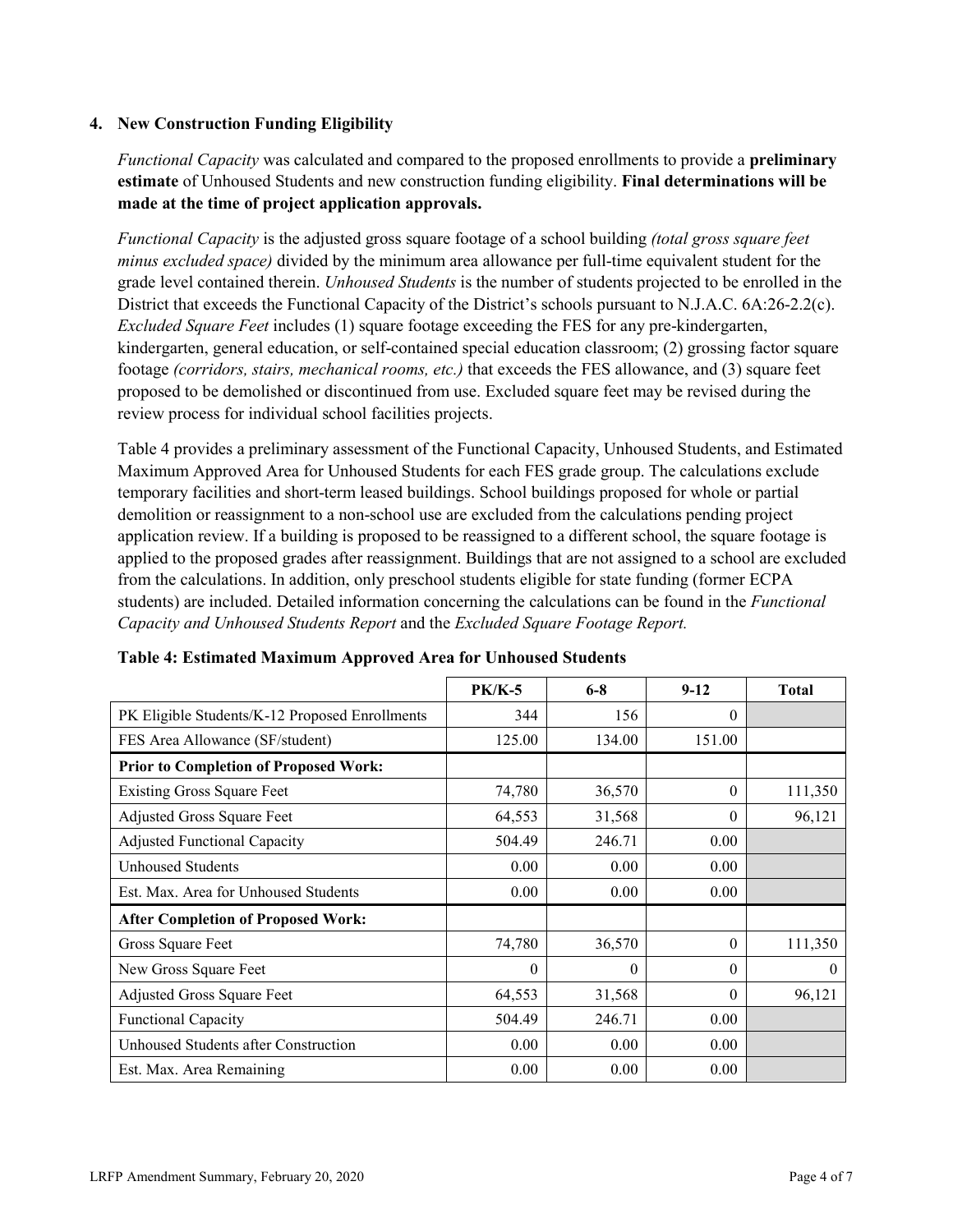## 4. New Construction Funding Eligibility

*Functional Capacity* was calculated and compared to the proposed enrollments to provide a **preliminary estimate** of Unhoused Students and new construction funding eligibility. **Final determinations will be made at the time of project application approvals.**

*Functional Capacity* is the adjusted gross square footage of a school building *(total gross square feet minus excluded space)* divided by the minimum area allowance per full-time equivalent student for the grade level contained therein. *Unhoused Students* is the number of students projected to be enrolled in the District that exceeds the Functional Capacity of the District's schools pursuant to N.J.A.C. 6A:26-2.2(c). *Excluded Square Feet* includes (1) square footage exceeding the FES for any pre-kindergarten, kindergarten, general education, or self-contained special education classroom; (2) grossing factor square footage *(corridors, stairs, mechanical rooms, etc.)* that exceeds the FES allowance, and (3) square feet proposed to be demolished or discontinued from use. Excluded square feet may be revised during the review process for individual school facilities projects.

Table 4 provides a preliminary assessment of the Functional Capacity, Unhoused Students, and Estimated Maximum Approved Area for Unhoused Students for each FES grade group. The calculations exclude temporary facilities and short-term leased buildings. School buildings proposed for whole or partial demolition or reassignment to a non-school use are excluded from the calculations pending project application review. If a building is proposed to be reassigned to a different school, the square footage is applied to the proposed grades after reassignment. Buildings that are not assigned to a school are excluded from the calculations. In addition, only preschool students eligible for state funding (former ECPA students) are included. Detailed information concerning the calculations can be found in the *Functional Capacity and Unhoused Students Report* and the *Excluded Square Footage Report.*

**Table 4: Estimated Maximum Approved Area for Unhoused Students**

| | PK/K-5 | 6-8 | 9-12 | Total |
|---|---|---|---|---|
| PK Eligible Students/K-12 Proposed Enrollments | 344 | 156 | 0 | |
| FES Area Allowance (SF/student) | 125.00 | 134.00 | 151.00 | |
| **Prior to Completion of Proposed Work:** | | | | |
| Existing Gross Square Feet | 74,780 | 36,570 | 0 | 111,350 |
| Adjusted Gross Square Feet | 64,553 | 31,568 | 0 | 96,121 |
| Adjusted Functional Capacity | 504.49 | 246.71 | 0.00 | |
| Unhoused Students | 0.00 | 0.00 | 0.00 | |
| Est. Max. Area for Unhoused Students | 0.00 | 0.00 | 0.00 | |
| **After Completion of Proposed Work:** | | | | |
| Gross Square Feet | 74,780 | 36,570 | 0 | 111,350 |
| New Gross Square Feet | 0 | 0 | 0 | 0 |
| Adjusted Gross Square Feet | 64,553 | 31,568 | 0 | 96,121 |
| Functional Capacity | 504.49 | 246.71 | 0.00 | |
| Unhoused Students after Construction | 0.00 | 0.00 | 0.00 | |
| Est. Max. Area Remaining | 0.00 | 0.00 | 0.00 | |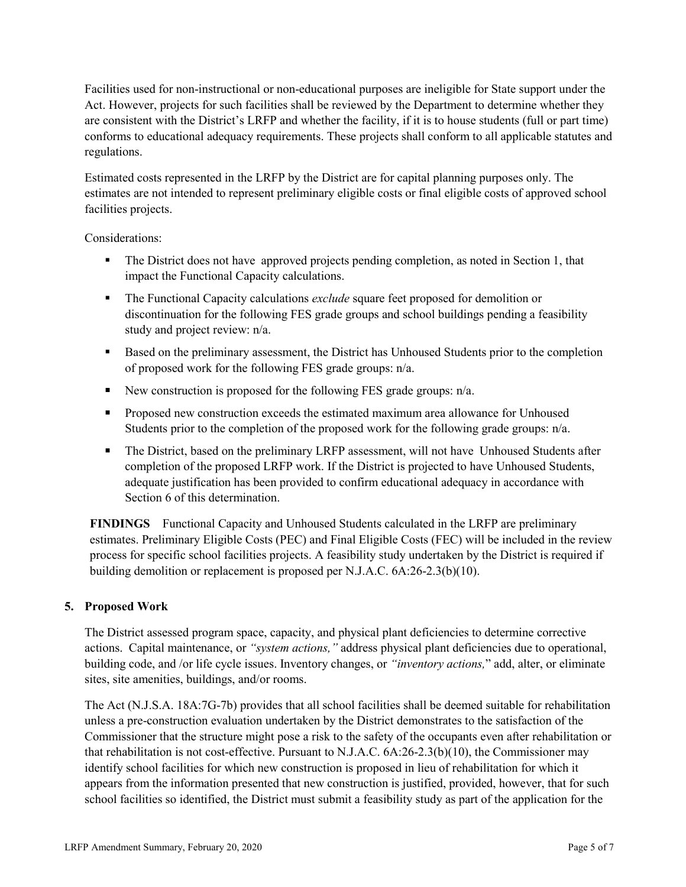Facilities used for non-instructional or non-educational purposes are ineligible for State support under the Act. However, projects for such facilities shall be reviewed by the Department to determine whether they are consistent with the District's LRFP and whether the facility, if it is to house students (full or part time) conforms to educational adequacy requirements. These projects shall conform to all applicable statutes and regulations.

Estimated costs represented in the LRFP by the District are for capital planning purposes only. The estimates are not intended to represent preliminary eligible costs or final eligible costs of approved school facilities projects.

Considerations:

- The District does not have approved projects pending completion, as noted in Section 1, that impact the Functional Capacity calculations.
- The Functional Capacity calculations *exclude* square feet proposed for demolition or discontinuation for the following FES grade groups and school buildings pending a feasibility study and project review: n/a.
- Based on the preliminary assessment, the District has Unhoused Students prior to the completion of proposed work for the following FES grade groups: n/a.
- New construction is proposed for the following FES grade groups: n/a.
- Proposed new construction exceeds the estimated maximum area allowance for Unhoused Students prior to the completion of the proposed work for the following grade groups: n/a.
- The District, based on the preliminary LRFP assessment, will not have Unhoused Students after completion of the proposed LRFP work. If the District is projected to have Unhoused Students, adequate justification has been provided to confirm educational adequacy in accordance with Section 6 of this determination.

**FINDINGS** Functional Capacity and Unhoused Students calculated in the LRFP are preliminary estimates. Preliminary Eligible Costs (PEC) and Final Eligible Costs (FEC) will be included in the review process for specific school facilities projects. A feasibility study undertaken by the District is required if building demolition or replacement is proposed per N.J.A.C. 6A:26-2.3(b)(10).

## 5. Proposed Work

The District assessed program space, capacity, and physical plant deficiencies to determine corrective actions. Capital maintenance, or *"system actions,"* address physical plant deficiencies due to operational, building code, and /or life cycle issues. Inventory changes, or *"inventory actions,"* add, alter, or eliminate sites, site amenities, buildings, and/or rooms.

The Act (N.J.S.A. 18A:7G-7b) provides that all school facilities shall be deemed suitable for rehabilitation unless a pre-construction evaluation undertaken by the District demonstrates to the satisfaction of the Commissioner that the structure might pose a risk to the safety of the occupants even after rehabilitation or that rehabilitation is not cost-effective. Pursuant to N.J.A.C. 6A:26-2.3(b)(10), the Commissioner may identify school facilities for which new construction is proposed in lieu of rehabilitation for which it appears from the information presented that new construction is justified, provided, however, that for such school facilities so identified, the District must submit a feasibility study as part of the application for the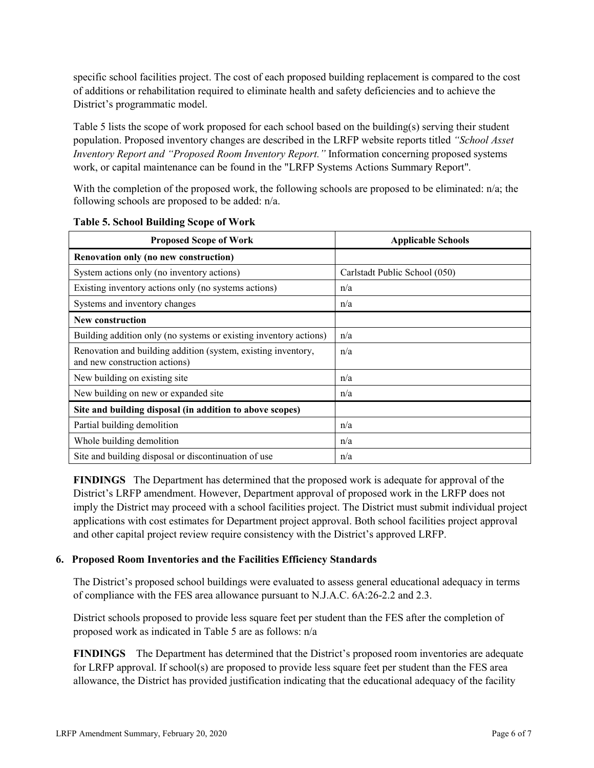specific school facilities project. The cost of each proposed building replacement is compared to the cost of additions or rehabilitation required to eliminate health and safety deficiencies and to achieve the District's programmatic model.

Table 5 lists the scope of work proposed for each school based on the building(s) serving their student population. Proposed inventory changes are described in the LRFP website reports titled *"School Asset Inventory Report and "Proposed Room Inventory Report."* Information concerning proposed systems work, or capital maintenance can be found in the "LRFP Systems Actions Summary Report".

With the completion of the proposed work, the following schools are proposed to be eliminated: n/a; the following schools are proposed to be added: n/a.

**Table 5. School Building Scope of Work**

| Proposed Scope of Work | Applicable Schools |
|---|---|
| **Renovation only (no new construction)** | |
| System actions only (no inventory actions) | Carlstadt Public School (050) |
| Existing inventory actions only (no systems actions) | n/a |
| Systems and inventory changes | n/a |
| **New construction** | |
| Building addition only (no systems or existing inventory actions) | n/a |
| Renovation and building addition (system, existing inventory, and new construction actions) | n/a |
| New building on existing site | n/a |
| New building on new or expanded site | n/a |
| **Site and building disposal (in addition to above scopes)** | |
| Partial building demolition | n/a |
| Whole building demolition | n/a |
| Site and building disposal or discontinuation of use | n/a |

**FINDINGS** The Department has determined that the proposed work is adequate for approval of the District's LRFP amendment. However, Department approval of proposed work in the LRFP does not imply the District may proceed with a school facilities project. The District must submit individual project applications with cost estimates for Department project approval. Both school facilities project approval and other capital project review require consistency with the District's approved LRFP.

### 6. Proposed Room Inventories and the Facilities Efficiency Standards

The District's proposed school buildings were evaluated to assess general educational adequacy in terms of compliance with the FES area allowance pursuant to N.J.A.C. 6A:26-2.2 and 2.3.

District schools proposed to provide less square feet per student than the FES after the completion of proposed work as indicated in Table 5 are as follows: n/a

**FINDINGS** The Department has determined that the District's proposed room inventories are adequate for LRFP approval. If school(s) are proposed to provide less square feet per student than the FES area allowance, the District has provided justification indicating that the educational adequacy of the facility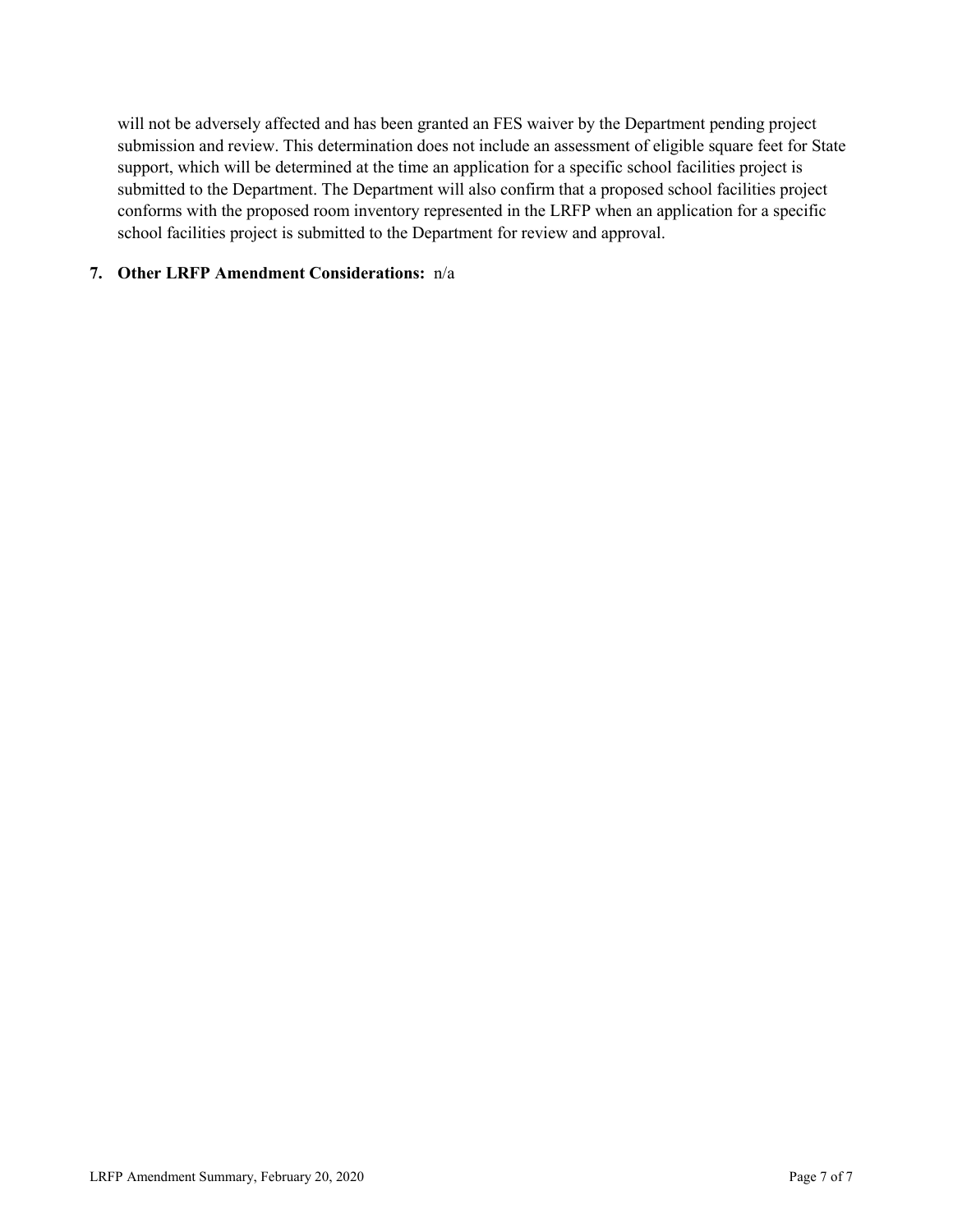will not be adversely affected and has been granted an FES waiver by the Department pending project submission and review. This determination does not include an assessment of eligible square feet for State support, which will be determined at the time an application for a specific school facilities project is submitted to the Department. The Department will also confirm that a proposed school facilities project conforms with the proposed room inventory represented in the LRFP when an application for a specific school facilities project is submitted to the Department for review and approval.

**7. Other LRFP Amendment Considerations:** n/a